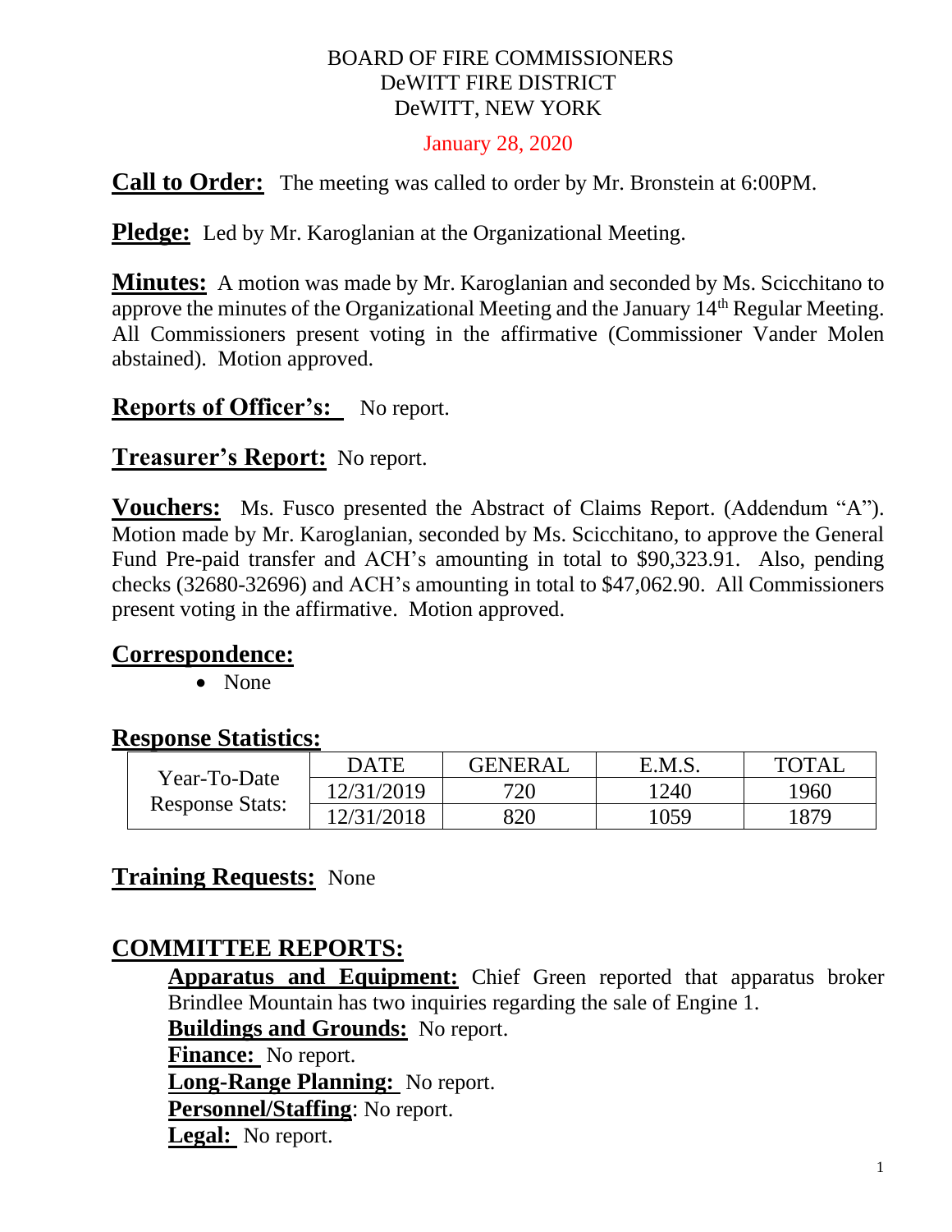BOARD OF FIRE COMMISSIONERS
DeWITT FIRE DISTRICT
DeWITT, NEW YORK

January 28, 2020

**Call to Order:** The meeting was called to order by Mr. Bronstein at 6:00PM.

**Pledge:** Led by Mr. Karoglanian at the Organizational Meeting.

**Minutes:** A motion was made by Mr. Karoglanian and seconded by Ms. Scicchitano to approve the minutes of the Organizational Meeting and the January 14th Regular Meeting. All Commissioners present voting in the affirmative (Commissioner Vander Molen abstained). Motion approved.

**Reports of Officer's:** No report.

**Treasurer's Report:** No report.

**Vouchers:** Ms. Fusco presented the Abstract of Claims Report. (Addendum "A"). Motion made by Mr. Karoglanian, seconded by Ms. Scicchitano, to approve the General Fund Pre-paid transfer and ACH's amounting in total to $90,323.91. Also, pending checks (32680-32696) and ACH's amounting in total to $47,062.90. All Commissioners present voting in the affirmative. Motion approved.

**Correspondence:**

- None

**Response Statistics:**

| | DATE | GENERAL | E.M.S. | TOTAL |
|---|---|---|---|---|
| Year-To-Date Response Stats: | 12/31/2019 | 720 | 1240 | 1960 |
| | 12/31/2018 | 820 | 1059 | 1879 |

**Training Requests:** None

## COMMITTEE REPORTS:

**Apparatus and Equipment:** Chief Green reported that apparatus broker Brindlee Mountain has two inquiries regarding the sale of Engine 1.

**Buildings and Grounds:** No report.

**Finance:** No report.

**Long-Range Planning:** No report.

**Personnel/Staffing**: No report.

**Legal:** No report.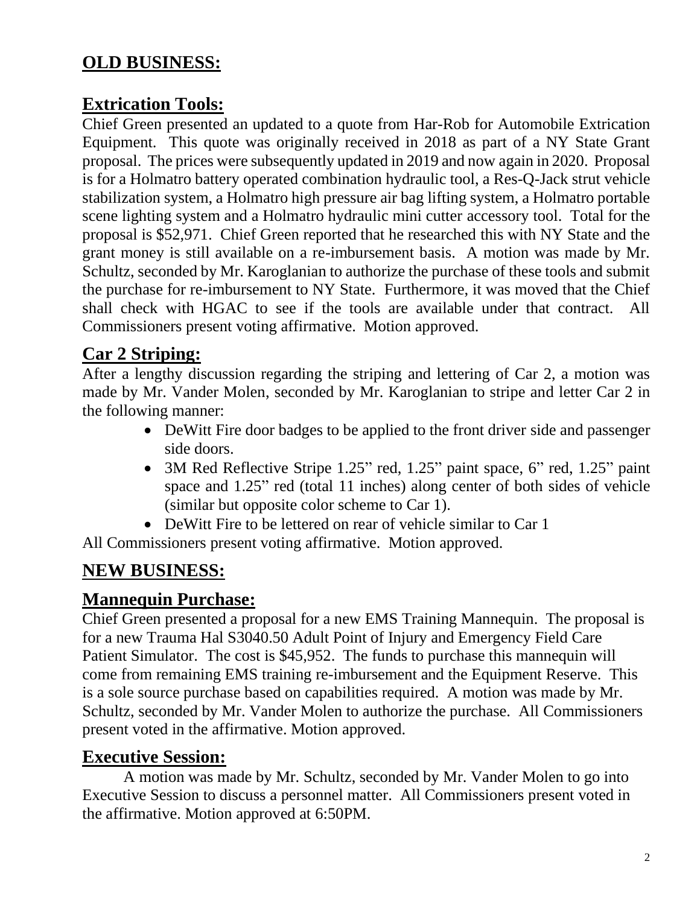## OLD BUSINESS:

## Extrication Tools:

Chief Green presented an updated to a quote from Har-Rob for Automobile Extrication Equipment. This quote was originally received in 2018 as part of a NY State Grant proposal. The prices were subsequently updated in 2019 and now again in 2020. Proposal is for a Holmatro battery operated combination hydraulic tool, a Res-Q-Jack strut vehicle stabilization system, a Holmatro high pressure air bag lifting system, a Holmatro portable scene lighting system and a Holmatro hydraulic mini cutter accessory tool. Total for the proposal is $52,971. Chief Green reported that he researched this with NY State and the grant money is still available on a re-imbursement basis. A motion was made by Mr. Schultz, seconded by Mr. Karoglanian to authorize the purchase of these tools and submit the purchase for re-imbursement to NY State. Furthermore, it was moved that the Chief shall check with HGAC to see if the tools are available under that contract. All Commissioners present voting affirmative. Motion approved.

## Car 2 Striping:

After a lengthy discussion regarding the striping and lettering of Car 2, a motion was made by Mr. Vander Molen, seconded by Mr. Karoglanian to stripe and letter Car 2 in the following manner:

- DeWitt Fire door badges to be applied to the front driver side and passenger side doors.
- 3M Red Reflective Stripe 1.25" red, 1.25" paint space, 6" red, 1.25" paint space and 1.25" red (total 11 inches) along center of both sides of vehicle (similar but opposite color scheme to Car 1).
- DeWitt Fire to be lettered on rear of vehicle similar to Car 1

All Commissioners present voting affirmative. Motion approved.

## NEW BUSINESS:

## Mannequin Purchase:

Chief Green presented a proposal for a new EMS Training Mannequin. The proposal is for a new Trauma Hal S3040.50 Adult Point of Injury and Emergency Field Care Patient Simulator. The cost is $45,952. The funds to purchase this mannequin will come from remaining EMS training re-imbursement and the Equipment Reserve. This is a sole source purchase based on capabilities required. A motion was made by Mr. Schultz, seconded by Mr. Vander Molen to authorize the purchase. All Commissioners present voted in the affirmative. Motion approved.

## Executive Session:

A motion was made by Mr. Schultz, seconded by Mr. Vander Molen to go into Executive Session to discuss a personnel matter. All Commissioners present voted in the affirmative. Motion approved at 6:50PM.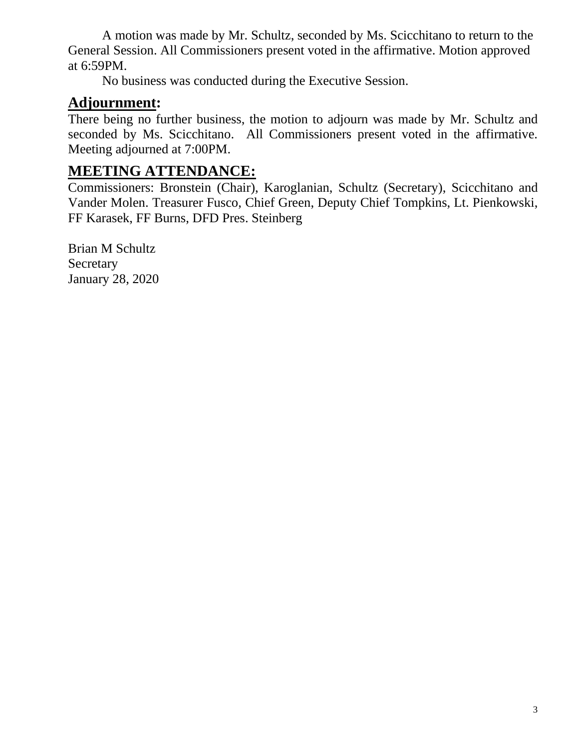A motion was made by Mr. Schultz, seconded by Ms. Scicchitano to return to the General Session. All Commissioners present voted in the affirmative. Motion approved at 6:59PM.

No business was conducted during the Executive Session.

## Adjournment:

There being no further business, the motion to adjourn was made by Mr. Schultz and seconded by Ms. Scicchitano. All Commissioners present voted in the affirmative. Meeting adjourned at 7:00PM.

## MEETING ATTENDANCE:

Commissioners: Bronstein (Chair), Karoglanian, Schultz (Secretary), Scicchitano and Vander Molen. Treasurer Fusco, Chief Green, Deputy Chief Tompkins, Lt. Pienkowski, FF Karasek, FF Burns, DFD Pres. Steinberg

Brian M Schultz
Secretary
January 28, 2020